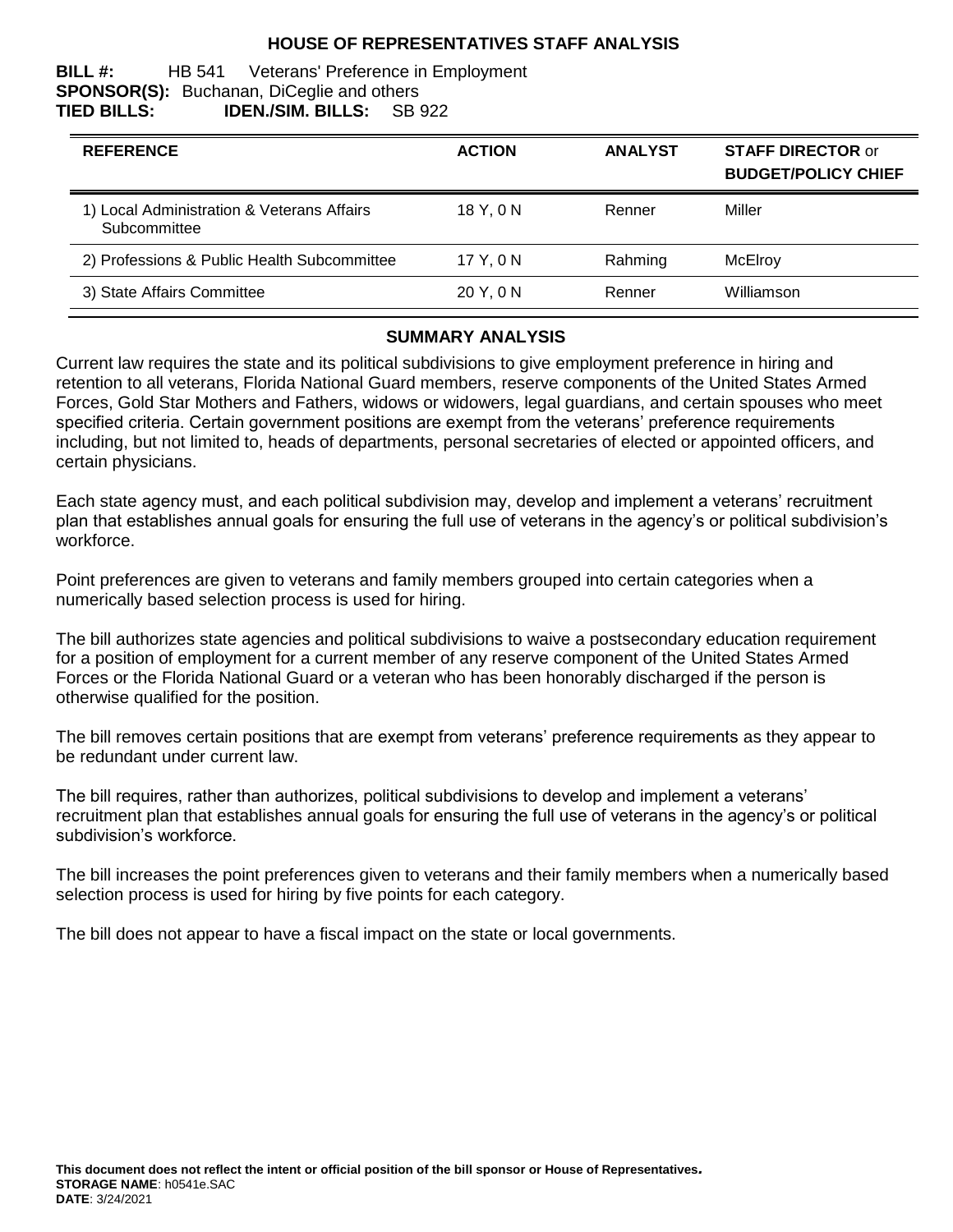# HOUSE OF REPRESENTATIVES STAFF ANALYSIS

**BILL #:** HB 541 Veterans' Preference in Employment
**SPONSOR(S):** Buchanan, DiCeglie and others
**TIED BILLS:** **IDEN./SIM. BILLS:** SB 922

| REFERENCE | ACTION | ANALYST | STAFF DIRECTOR or BUDGET/POLICY CHIEF |
|---|---|---|---|
| 1) Local Administration & Veterans Affairs Subcommittee | 18 Y, 0 N | Renner | Miller |
| 2) Professions & Public Health Subcommittee | 17 Y, 0 N | Rahming | McElroy |
| 3) State Affairs Committee | 20 Y, 0 N | Renner | Williamson |

## SUMMARY ANALYSIS

Current law requires the state and its political subdivisions to give employment preference in hiring and retention to all veterans, Florida National Guard members, reserve components of the United States Armed Forces, Gold Star Mothers and Fathers, widows or widowers, legal guardians, and certain spouses who meet specified criteria. Certain government positions are exempt from the veterans' preference requirements including, but not limited to, heads of departments, personal secretaries of elected or appointed officers, and certain physicians.

Each state agency must, and each political subdivision may, develop and implement a veterans' recruitment plan that establishes annual goals for ensuring the full use of veterans in the agency's or political subdivision's workforce.

Point preferences are given to veterans and family members grouped into certain categories when a numerically based selection process is used for hiring.

The bill authorizes state agencies and political subdivisions to waive a postsecondary education requirement for a position of employment for a current member of any reserve component of the United States Armed Forces or the Florida National Guard or a veteran who has been honorably discharged if the person is otherwise qualified for the position.

The bill removes certain positions that are exempt from veterans' preference requirements as they appear to be redundant under current law.

The bill requires, rather than authorizes, political subdivisions to develop and implement a veterans' recruitment plan that establishes annual goals for ensuring the full use of veterans in the agency's or political subdivision's workforce.

The bill increases the point preferences given to veterans and their family members when a numerically based selection process is used for hiring by five points for each category.

The bill does not appear to have a fiscal impact on the state or local governments.

**This document does not reflect the intent or official position of the bill sponsor or House of Representatives.**
**STORAGE NAME**: h0541e.SAC
**DATE**: 3/24/2021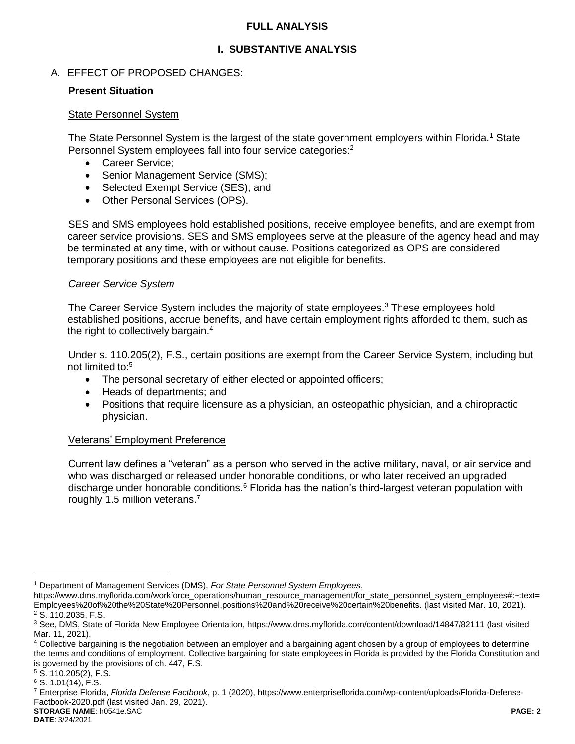# FULL ANALYSIS

## I. SUBSTANTIVE ANALYSIS

A. EFFECT OF PROPOSED CHANGES:

**Present Situation**

State Personnel System

The State Personnel System is the largest of the state government employers within Florida.[1] State Personnel System employees fall into four service categories:[2]

- Career Service;
- Senior Management Service (SMS);
- Selected Exempt Service (SES); and
- Other Personal Services (OPS).

SES and SMS employees hold established positions, receive employee benefits, and are exempt from career service provisions. SES and SMS employees serve at the pleasure of the agency head and may be terminated at any time, with or without cause. Positions categorized as OPS are considered temporary positions and these employees are not eligible for benefits.

*Career Service System*

The Career Service System includes the majority of state employees.[3] These employees hold established positions, accrue benefits, and have certain employment rights afforded to them, such as the right to collectively bargain.[4]

Under s. 110.205(2), F.S., certain positions are exempt from the Career Service System, including but not limited to:[5]

- The personal secretary of either elected or appointed officers;
- Heads of departments; and
- Positions that require licensure as a physician, an osteopathic physician, and a chiropractic physician.

Veterans' Employment Preference

Current law defines a "veteran" as a person who served in the active military, naval, or air service and who was discharged or released under honorable conditions, or who later received an upgraded discharge under honorable conditions.[6] Florida has the nation's third-largest veteran population with roughly 1.5 million veterans.[7]

---

[1] Department of Management Services (DMS), *For State Personnel System Employees*, https://www.dms.myflorida.com/workforce_operations/human_resource_management/for_state_personnel_system_employees#:~:text=Employees%20of%20the%20State%20Personnel,positions%20and%20receive%20certain%20benefits. (last visited Mar. 10, 2021).

[2] S. 110.2035, F.S.

[3] See, DMS, State of Florida New Employee Orientation, https://www.dms.myflorida.com/content/download/14847/82111 (last visited Mar. 11, 2021).

[4] Collective bargaining is the negotiation between an employer and a bargaining agent chosen by a group of employees to determine the terms and conditions of employment. Collective bargaining for state employees in Florida is provided by the Florida Constitution and is governed by the provisions of ch. 447, F.S.

[5] S. 110.205(2), F.S.

[6] S. 1.01(14), F.S.

[7] Enterprise Florida, *Florida Defense Factbook*, p. 1 (2020), https://www.enterpriseflorida.com/wp-content/uploads/Florida-Defense-Factbook-2020.pdf (last visited Jan. 29, 2021).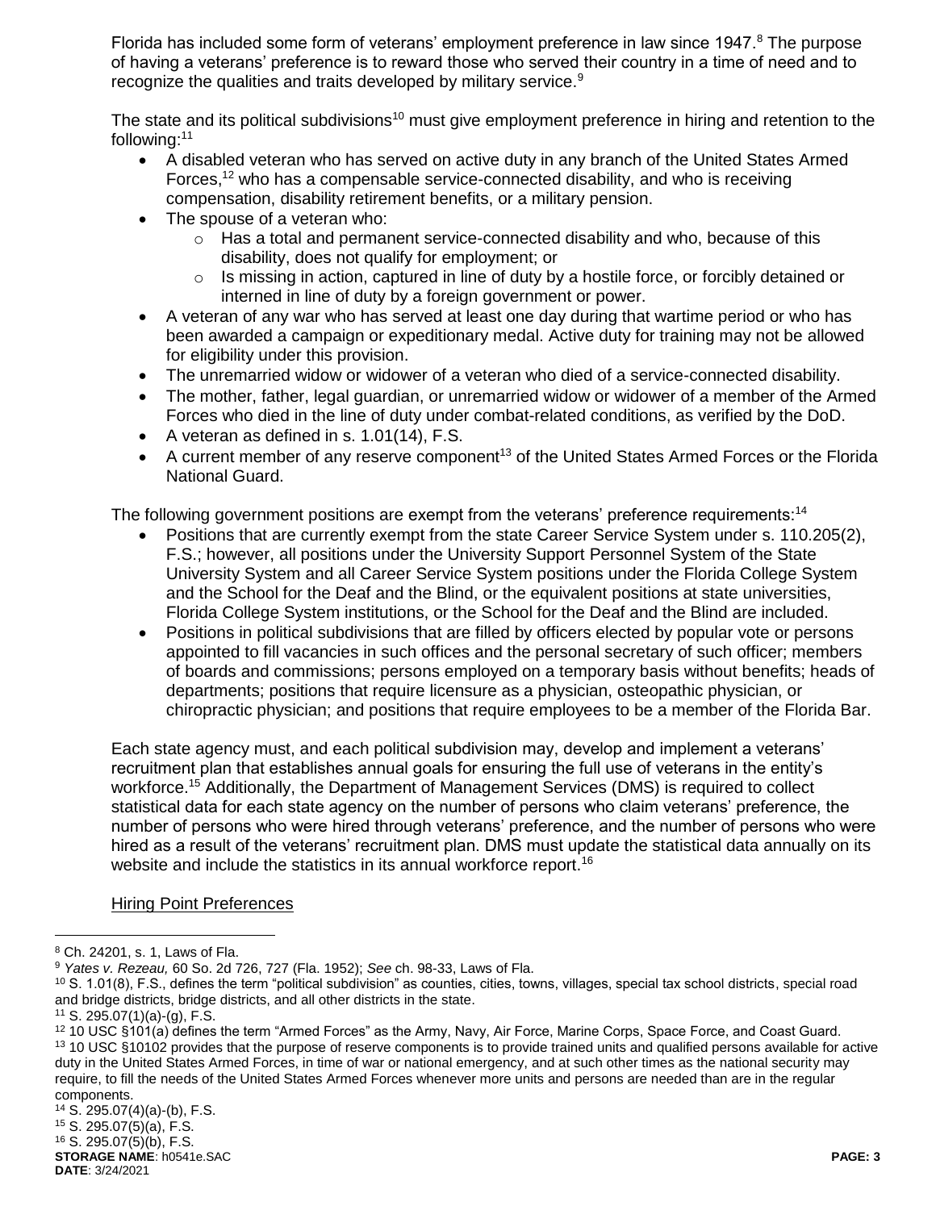Florida has included some form of veterans' employment preference in law since 1947.[8] The purpose of having a veterans' preference is to reward those who served their country in a time of need and to recognize the qualities and traits developed by military service.[9]

The state and its political subdivisions[10] must give employment preference in hiring and retention to the following:[11]

- A disabled veteran who has served on active duty in any branch of the United States Armed Forces,[12] who has a compensable service-connected disability, and who is receiving compensation, disability retirement benefits, or a military pension.
- The spouse of a veteran who:
  - Has a total and permanent service-connected disability and who, because of this disability, does not qualify for employment; or
  - Is missing in action, captured in line of duty by a hostile force, or forcibly detained or interned in line of duty by a foreign government or power.
- A veteran of any war who has served at least one day during that wartime period or who has been awarded a campaign or expeditionary medal. Active duty for training may not be allowed for eligibility under this provision.
- The unremarried widow or widower of a veteran who died of a service-connected disability.
- The mother, father, legal guardian, or unremarried widow or widower of a member of the Armed Forces who died in the line of duty under combat-related conditions, as verified by the DoD.
- A veteran as defined in s. 1.01(14), F.S.
- A current member of any reserve component[13] of the United States Armed Forces or the Florida National Guard.

The following government positions are exempt from the veterans' preference requirements:[14]

- Positions that are currently exempt from the state Career Service System under s. 110.205(2), F.S.; however, all positions under the University Support Personnel System of the State University System and all Career Service System positions under the Florida College System and the School for the Deaf and the Blind, or the equivalent positions at state universities, Florida College System institutions, or the School for the Deaf and the Blind are included.
- Positions in political subdivisions that are filled by officers elected by popular vote or persons appointed to fill vacancies in such offices and the personal secretary of such officer; members of boards and commissions; persons employed on a temporary basis without benefits; heads of departments; positions that require licensure as a physician, osteopathic physician, or chiropractic physician; and positions that require employees to be a member of the Florida Bar.

Each state agency must, and each political subdivision may, develop and implement a veterans' recruitment plan that establishes annual goals for ensuring the full use of veterans in the entity's workforce.[15] Additionally, the Department of Management Services (DMS) is required to collect statistical data for each state agency on the number of persons who claim veterans' preference, the number of persons who were hired through veterans' preference, and the number of persons who were hired as a result of the veterans' recruitment plan. DMS must update the statistical data annually on its website and include the statistics in its annual workforce report.[16]

<u>Hiring Point Preferences</u>

---

[8] Ch. 24201, s. 1, Laws of Fla.

[9] *Yates v. Rezeau,* 60 So. 2d 726, 727 (Fla. 1952); *See* ch. 98-33, Laws of Fla.

[10] S. 1.01(8), F.S., defines the term "political subdivision" as counties, cities, towns, villages, special tax school districts, special road and bridge districts, bridge districts, and all other districts in the state.

[11] S. 295.07(1)(a)-(g), F.S.

[12] 10 USC §101(a) defines the term "Armed Forces" as the Army, Navy, Air Force, Marine Corps, Space Force, and Coast Guard.

[13] 10 USC §10102 provides that the purpose of reserve components is to provide trained units and qualified persons available for active duty in the United States Armed Forces, in time of war or national emergency, and at such other times as the national security may require, to fill the needs of the United States Armed Forces whenever more units and persons are needed than are in the regular components.

[14] S. 295.07(4)(a)-(b), F.S.

[15] S. 295.07(5)(a), F.S.

[16] S. 295.07(5)(b), F.S.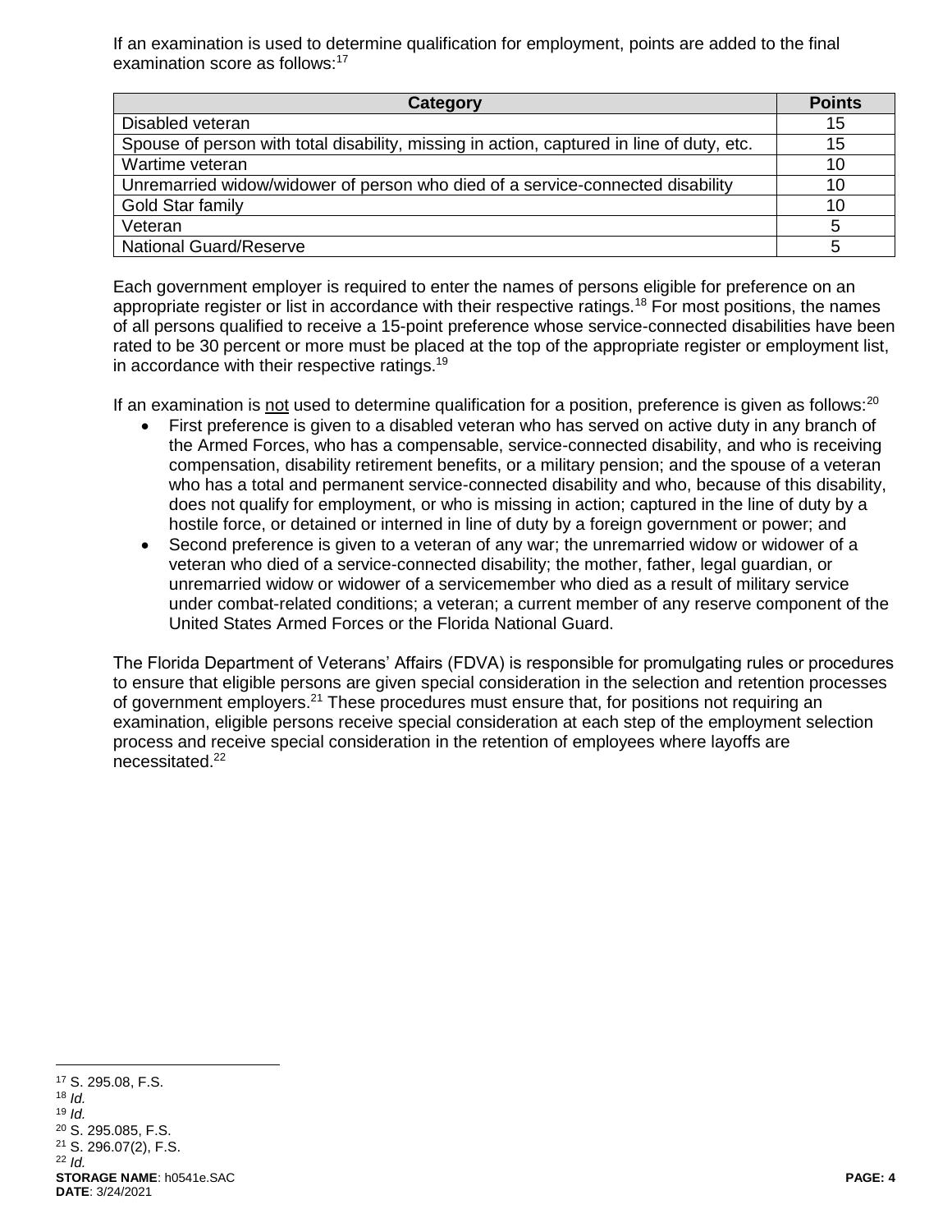If an examination is used to determine qualification for employment, points are added to the final examination score as follows:[17]

| Category | Points |
|---|---|
| Disabled veteran | 15 |
| Spouse of person with total disability, missing in action, captured in line of duty, etc. | 15 |
| Wartime veteran | 10 |
| Unremarried widow/widower of person who died of a service-connected disability | 10 |
| Gold Star family | 10 |
| Veteran | 5 |
| National Guard/Reserve | 5 |

Each government employer is required to enter the names of persons eligible for preference on an appropriate register or list in accordance with their respective ratings.[18] For most positions, the names of all persons qualified to receive a 15-point preference whose service-connected disabilities have been rated to be 30 percent or more must be placed at the top of the appropriate register or employment list, in accordance with their respective ratings.[19]

If an examination is <u>not</u> used to determine qualification for a position, preference is given as follows:[20]

- First preference is given to a disabled veteran who has served on active duty in any branch of the Armed Forces, who has a compensable, service-connected disability, and who is receiving compensation, disability retirement benefits, or a military pension; and the spouse of a veteran who has a total and permanent service-connected disability and who, because of this disability, does not qualify for employment, or who is missing in action; captured in the line of duty by a hostile force, or detained or interned in line of duty by a foreign government or power; and
- Second preference is given to a veteran of any war; the unremarried widow or widower of a veteran who died of a service-connected disability; the mother, father, legal guardian, or unremarried widow or widower of a servicemember who died as a result of military service under combat-related conditions; a veteran; a current member of any reserve component of the United States Armed Forces or the Florida National Guard.

The Florida Department of Veterans' Affairs (FDVA) is responsible for promulgating rules or procedures to ensure that eligible persons are given special consideration in the selection and retention processes of government employers.[21] These procedures must ensure that, for positions not requiring an examination, eligible persons receive special consideration at each step of the employment selection process and receive special consideration in the retention of employees where layoffs are necessitated.[22]

[17] S. 295.08, F.S.
[18] *Id.*
[19] *Id.*
[20] S. 295.085, F.S.
[21] S. 296.07(2), F.S.
[22] *Id.*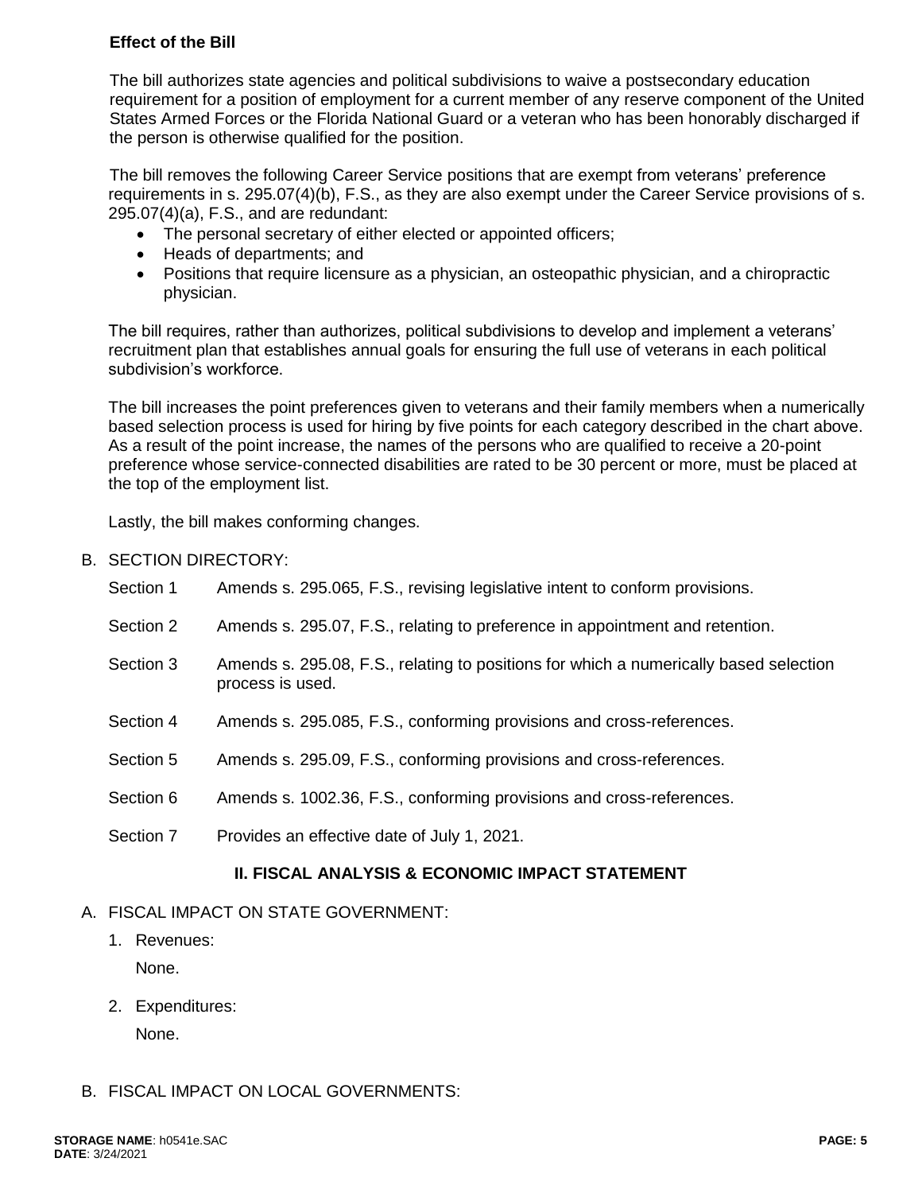**Effect of the Bill**

The bill authorizes state agencies and political subdivisions to waive a postsecondary education requirement for a position of employment for a current member of any reserve component of the United States Armed Forces or the Florida National Guard or a veteran who has been honorably discharged if the person is otherwise qualified for the position.

The bill removes the following Career Service positions that are exempt from veterans' preference requirements in s. 295.07(4)(b), F.S., as they are also exempt under the Career Service provisions of s. 295.07(4)(a), F.S., and are redundant:

- The personal secretary of either elected or appointed officers;
- Heads of departments; and
- Positions that require licensure as a physician, an osteopathic physician, and a chiropractic physician.

The bill requires, rather than authorizes, political subdivisions to develop and implement a veterans' recruitment plan that establishes annual goals for ensuring the full use of veterans in each political subdivision's workforce.

The bill increases the point preferences given to veterans and their family members when a numerically based selection process is used for hiring by five points for each category described in the chart above. As a result of the point increase, the names of the persons who are qualified to receive a 20-point preference whose service-connected disabilities are rated to be 30 percent or more, must be placed at the top of the employment list.

Lastly, the bill makes conforming changes.

B. SECTION DIRECTORY:

Section 1 Amends s. 295.065, F.S., revising legislative intent to conform provisions.

Section 2 Amends s. 295.07, F.S., relating to preference in appointment and retention.

Section 3 Amends s. 295.08, F.S., relating to positions for which a numerically based selection process is used.

Section 4 Amends s. 295.085, F.S., conforming provisions and cross-references.

Section 5 Amends s. 295.09, F.S., conforming provisions and cross-references.

Section 6 Amends s. 1002.36, F.S., conforming provisions and cross-references.

Section 7 Provides an effective date of July 1, 2021.

## II. FISCAL ANALYSIS & ECONOMIC IMPACT STATEMENT

A. FISCAL IMPACT ON STATE GOVERNMENT:

1. Revenues:

   None.

2. Expenditures:

   None.

B. FISCAL IMPACT ON LOCAL GOVERNMENTS: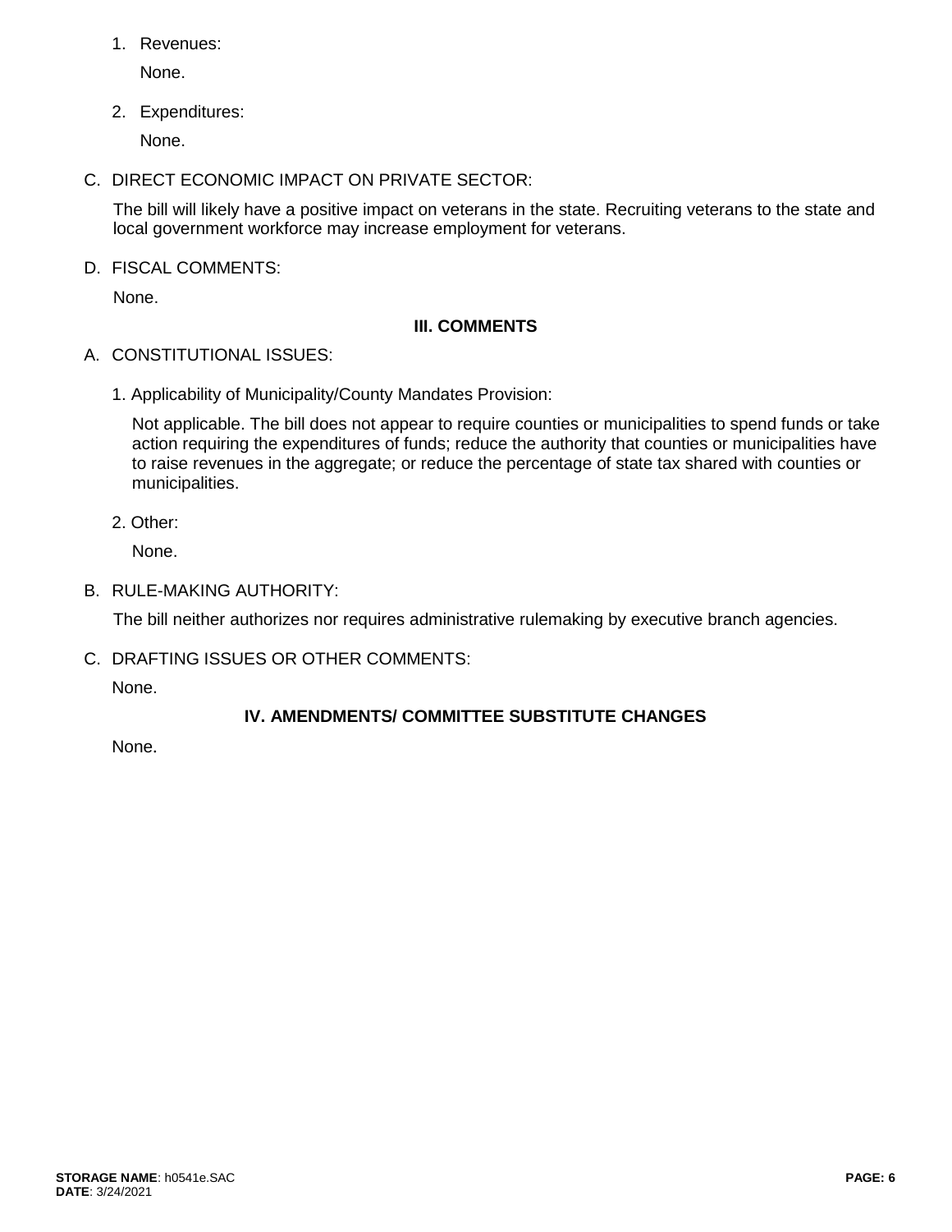1. Revenues:

   None.

2. Expenditures:

   None.

C. DIRECT ECONOMIC IMPACT ON PRIVATE SECTOR:

The bill will likely have a positive impact on veterans in the state. Recruiting veterans to the state and local government workforce may increase employment for veterans.

D. FISCAL COMMENTS:

None.

## III. COMMENTS

A. CONSTITUTIONAL ISSUES:

1. Applicability of Municipality/County Mandates Provision:

   Not applicable. The bill does not appear to require counties or municipalities to spend funds or take action requiring the expenditures of funds; reduce the authority that counties or municipalities have to raise revenues in the aggregate; or reduce the percentage of state tax shared with counties or municipalities.

2. Other:

   None.

B. RULE-MAKING AUTHORITY:

The bill neither authorizes nor requires administrative rulemaking by executive branch agencies.

C. DRAFTING ISSUES OR OTHER COMMENTS:

None.

## IV. AMENDMENTS/ COMMITTEE SUBSTITUTE CHANGES

None.